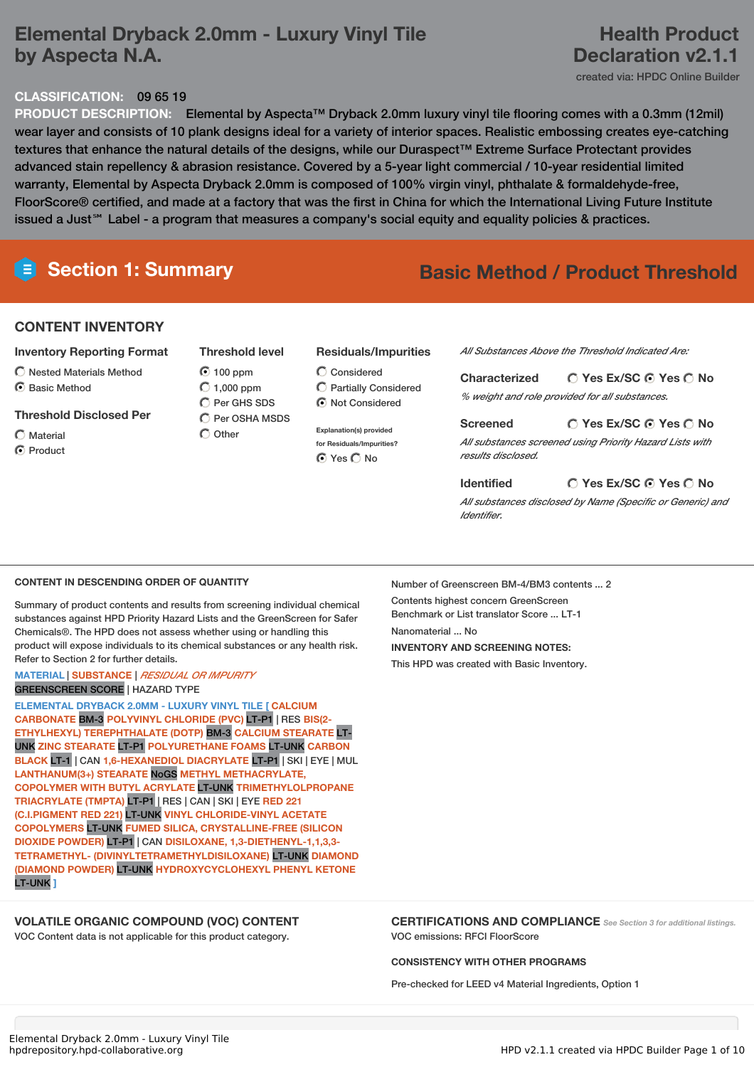# Elemental Dryback 2.0mm - Luxury Vinyl Tile by Aspecta N.A.

## Health Product Declaration v2.1.1

created via: HPDC Online Builder

**CLASSIFICATION:** 09 65 19

**PRODUCT DESCRIPTION:** Elemental by Aspecta™ Dryback 2.0mm luxury vinyl tile flooring comes with a 0.3mm (12mil) wear layer and consists of 10 plank designs ideal for a variety of interior spaces. Realistic embossing creates eye-catching textures that enhance the natural details of the designs, while our Duraspect™ Extreme Surface Protectant provides advanced stain repellency & abrasion resistance. Covered by a 5-year light commercial / 10-year residential limited warranty, Elemental by Aspecta Dryback 2.0mm is composed of 100% virgin vinyl, phthalate & formaldehyde-free, FloorScore® certified, and made at a factory that was the first in China for which the International Living Future Institute issued a Just℠ Label - a program that measures a company's social equity and equality policies & practices.

## Section 1: Summary

**Basic Method / Product Threshold**

### CONTENT INVENTORY

**Inventory Reporting Format**

- ○ Nested Materials Method
- ◉ Basic Method

**Threshold Disclosed Per**

- ○ Material
- ◉ Product

**Threshold level**

- ◉ 100 ppm
- ○ 1,000 ppm
- ○ Per GHS SDS
- ○ Per OSHA MSDS
- ○ Other

**Residuals/Impurities**

- ○ Considered
- ○ Partially Considered
- ◉ Not Considered

Explanation(s) provided for Residuals/Impurities?
◉ Yes ○ No

*All Substances Above the Threshold Indicated Are:*

**Characterized** ○ Yes Ex/SC ◉ Yes ○ No
*% weight and role provided for all substances.*

**Screened** ○ Yes Ex/SC ◉ Yes ○ No
*All substances screened using Priority Hazard Lists with results disclosed.*

**Identified** ○ Yes Ex/SC ◉ Yes ○ No
*All substances disclosed by Name (Specific or Generic) and Identifier.*

### CONTENT IN DESCENDING ORDER OF QUANTITY

Summary of product contents and results from screening individual chemical substances against HPD Priority Hazard Lists and the GreenScreen for Safer Chemicals®. The HPD does not assess whether using or handling this product will expose individuals to its chemical substances or any health risk. Refer to Section 2 for further details.

MATERIAL | SUBSTANCE | *RESIDUAL OR IMPURITY*
GREENSCREEN SCORE | HAZARD TYPE

ELEMENTAL DRYBACK 2.0MM - LUXURY VINYL TILE [ CALCIUM CARBONATE BM-3 POLYVINYL CHLORIDE (PVC) LT-P1 | RES BIS(2-ETHYLHEXYL) TEREPHTHALATE (DOTP) BM-3 CALCIUM STEARATE LT-UNK ZINC STEARATE LT-P1 POLYURETHANE FOAMS LT-UNK CARBON BLACK LT-1 | CAN 1,6-HEXANEDIOL DIACRYLATE LT-P1 | SKI | EYE | MUL LANTHANUM(3+) STEARATE NoGS METHYL METHACRYLATE, COPOLYMER WITH BUTYL ACRYLATE LT-UNK TRIMETHYLOLPROPANE TRIACRYLATE (TMPTA) LT-P1 | RES | CAN | SKI | EYE RED 221 (C.I.PIGMENT RED 221) LT-UNK VINYL CHLORIDE-VINYL ACETATE COPOLYMERS LT-UNK FUMED SILICA, CRYSTALLINE-FREE (SILICON DIOXIDE POWDER) LT-P1 | CAN DISILOXANE, 1,3-DIETHENYL-1,1,3,3-TETRAMETHYL- (DIVINYLTETRAMETHYLDISILOXANE) LT-UNK DIAMOND (DIAMOND POWDER) LT-UNK HYDROXYCYCLOHEXYL PHENYL KETONE LT-UNK ]

Number of Greenscreen BM-4/BM3 contents ... 2

Contents highest concern GreenScreen Benchmark or List translator Score ... LT-1

Nanomaterial ... No

**INVENTORY AND SCREENING NOTES:**

This HPD was created with Basic Inventory.

### VOLATILE ORGANIC COMPOUND (VOC) CONTENT

VOC Content data is not applicable for this product category.

### CERTIFICATIONS AND COMPLIANCE

*See Section 3 for additional listings.*

VOC emissions: RFCI FloorScore

**CONSISTENCY WITH OTHER PROGRAMS**

Pre-checked for LEED v4 Material Ingredients, Option 1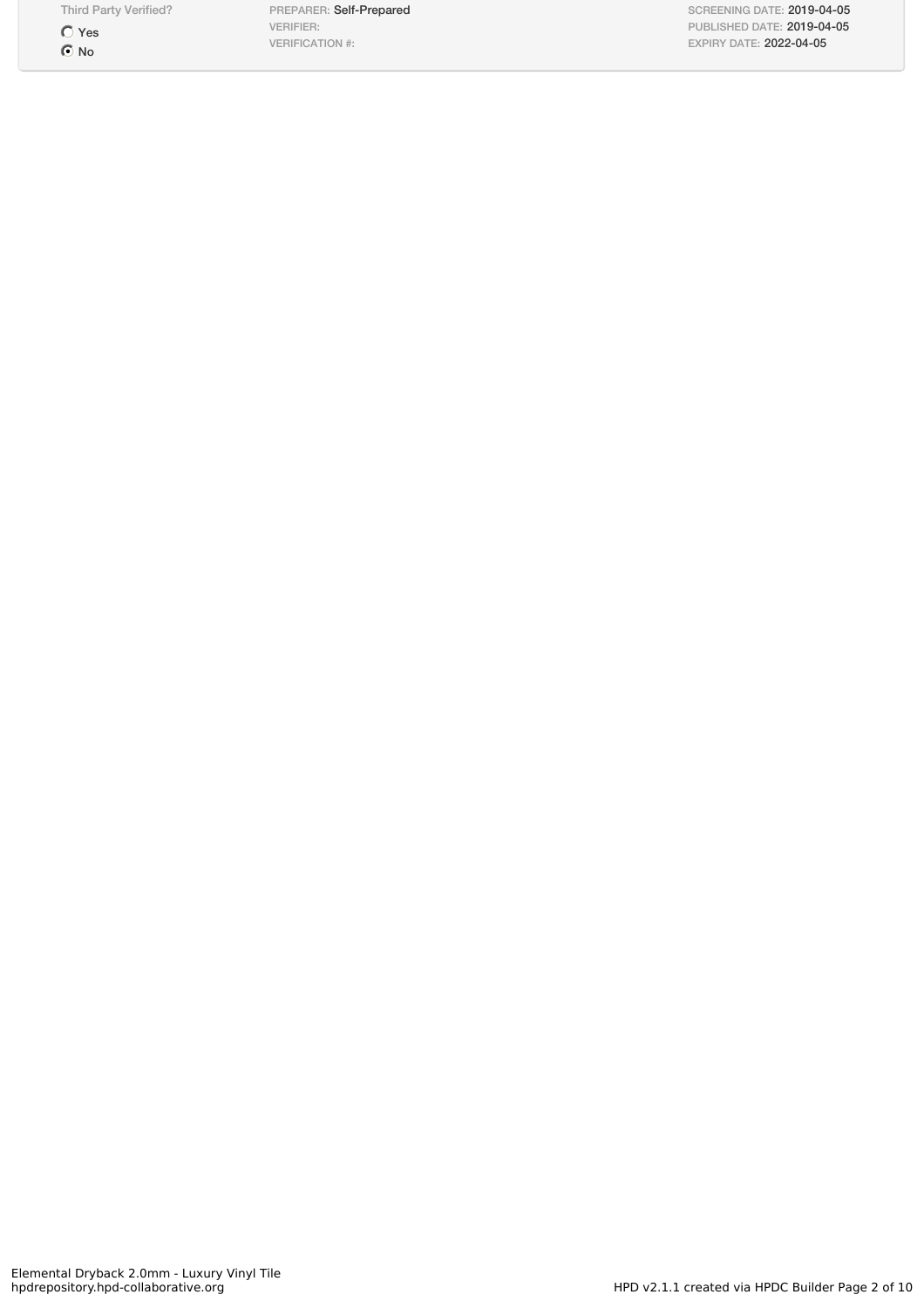| Third Party Verified? | | |
| --- | --- | --- |
| ○ Yes | PREPARER: Self-Prepared | SCREENING DATE: 2019-04-05 |
| ◉ No | VERIFIER: | PUBLISHED DATE: 2019-04-05 |
| | VERIFICATION #: | EXPIRY DATE: 2022-04-05 |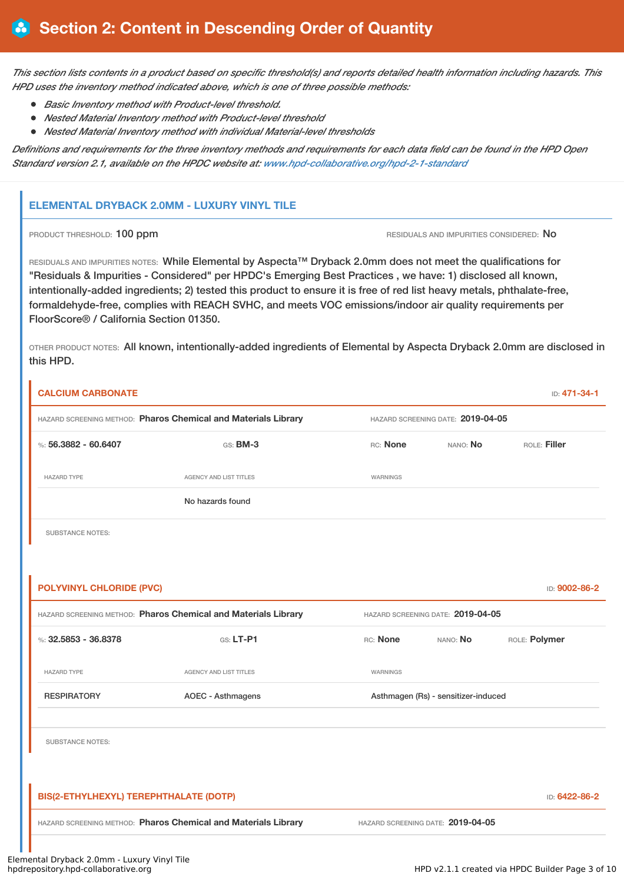# Section 2: Content in Descending Order of Quantity

*This section lists contents in a product based on specific threshold(s) and reports detailed health information including hazards. This HPD uses the inventory method indicated above, which is one of three possible methods:*

- *Basic Inventory method with Product-level threshold.*
- *Nested Material Inventory method with Product-level threshold*
- *Nested Material Inventory method with individual Material-level thresholds*

*Definitions and requirements for the three inventory methods and requirements for each data field can be found in the HPD Open Standard version 2.1, available on the HPDC website at: www.hpd-collaborative.org/hpd-2-1-standard*

## ELEMENTAL DRYBACK 2.0MM - LUXURY VINYL TILE

PRODUCT THRESHOLD: 100 ppm

RESIDUALS AND IMPURITIES CONSIDERED: No

RESIDUALS AND IMPURITIES NOTES: While Elemental by Aspecta™ Dryback 2.0mm does not meet the qualifications for "Residuals & Impurities - Considered" per HPDC's Emerging Best Practices , we have: 1) disclosed all known, intentionally-added ingredients; 2) tested this product to ensure it is free of red list heavy metals, phthalate-free, formaldehyde-free, complies with REACH SVHC, and meets VOC emissions/indoor air quality requirements per FloorScore® / California Section 01350.

OTHER PRODUCT NOTES: All known, intentionally-added ingredients of Elemental by Aspecta Dryback 2.0mm are disclosed in this HPD.

### CALCIUM CARBONATE

ID: 471-34-1

HAZARD SCREENING METHOD: **Pharos Chemical and Materials Library** HAZARD SCREENING DATE: **2019-04-05**

%: **56.3882 - 60.6407** GS: **BM-3** RC: **None** NANO: **No** ROLE: **Filler**

| HAZARD TYPE | AGENCY AND LIST TITLES | WARNINGS |
| --- | --- | --- |
| | No hazards found | |

SUBSTANCE NOTES:

### POLYVINYL CHLORIDE (PVC)

ID: 9002-86-2

HAZARD SCREENING METHOD: **Pharos Chemical and Materials Library** HAZARD SCREENING DATE: **2019-04-05**

%: **32.5853 - 36.8378** GS: **LT-P1** RC: **None** NANO: **No** ROLE: **Polymer**

| HAZARD TYPE | AGENCY AND LIST TITLES | WARNINGS |
| --- | --- | --- |
| RESPIRATORY | AOEC - Asthmagens | Asthmagen (Rs) - sensitizer-induced |

SUBSTANCE NOTES:

### BIS(2-ETHYLHEXYL) TEREPHTHALATE (DOTP)

ID: 6422-86-2

HAZARD SCREENING METHOD: **Pharos Chemical and Materials Library** HAZARD SCREENING DATE: **2019-04-05**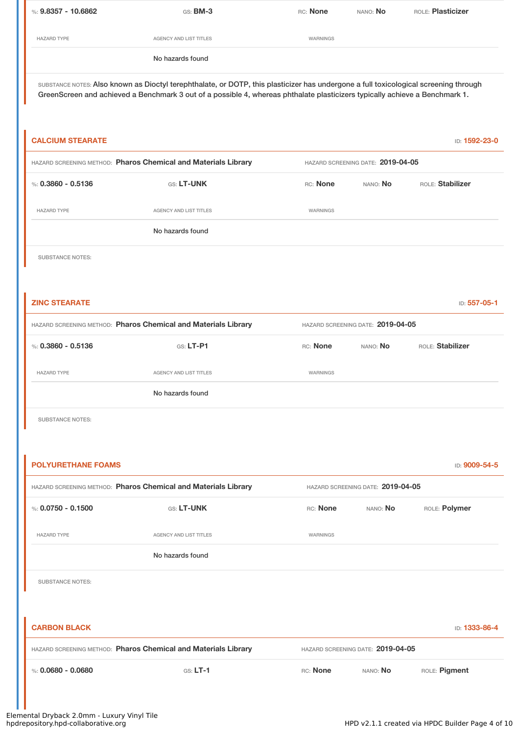%: **9.8357 - 10.6862** GS: **BM-3** RC: **None** NANO: **No** ROLE: **Plasticizer**

| HAZARD TYPE | AGENCY AND LIST TITLES | WARNINGS |
|---|---|---|
| | No hazards found | |

SUBSTANCE NOTES: Also known as Dioctyl terephthalate, or DOTP, this plasticizer has undergone a full toxicological screening through GreenScreen and achieved a Benchmark 3 out of a possible 4, whereas phthalate plasticizers typically achieve a Benchmark 1.

## CALCIUM STEARATE

ID: **1592-23-0**

HAZARD SCREENING METHOD: **Pharos Chemical and Materials Library** HAZARD SCREENING DATE: **2019-04-05**

%: **0.3860 - 0.5136** GS: **LT-UNK** RC: **None** NANO: **No** ROLE: **Stabilizer**

| HAZARD TYPE | AGENCY AND LIST TITLES | WARNINGS |
|---|---|---|
| | No hazards found | |

SUBSTANCE NOTES:

## ZINC STEARATE

ID: **557-05-1**

HAZARD SCREENING METHOD: **Pharos Chemical and Materials Library** HAZARD SCREENING DATE: **2019-04-05**

%: **0.3860 - 0.5136** GS: **LT-P1** RC: **None** NANO: **No** ROLE: **Stabilizer**

| HAZARD TYPE | AGENCY AND LIST TITLES | WARNINGS |
|---|---|---|
| | No hazards found | |

SUBSTANCE NOTES:

## POLYURETHANE FOAMS

ID: **9009-54-5**

HAZARD SCREENING METHOD: **Pharos Chemical and Materials Library** HAZARD SCREENING DATE: **2019-04-05**

%: **0.0750 - 0.1500** GS: **LT-UNK** RC: **None** NANO: **No** ROLE: **Polymer**

| HAZARD TYPE | AGENCY AND LIST TITLES | WARNINGS |
|---|---|---|
| | No hazards found | |

SUBSTANCE NOTES:

## CARBON BLACK

ID: **1333-86-4**

HAZARD SCREENING METHOD: **Pharos Chemical and Materials Library** HAZARD SCREENING DATE: **2019-04-05**

%: **0.0680 - 0.0680** GS: **LT-1** RC: **None** NANO: **No** ROLE: **Pigment**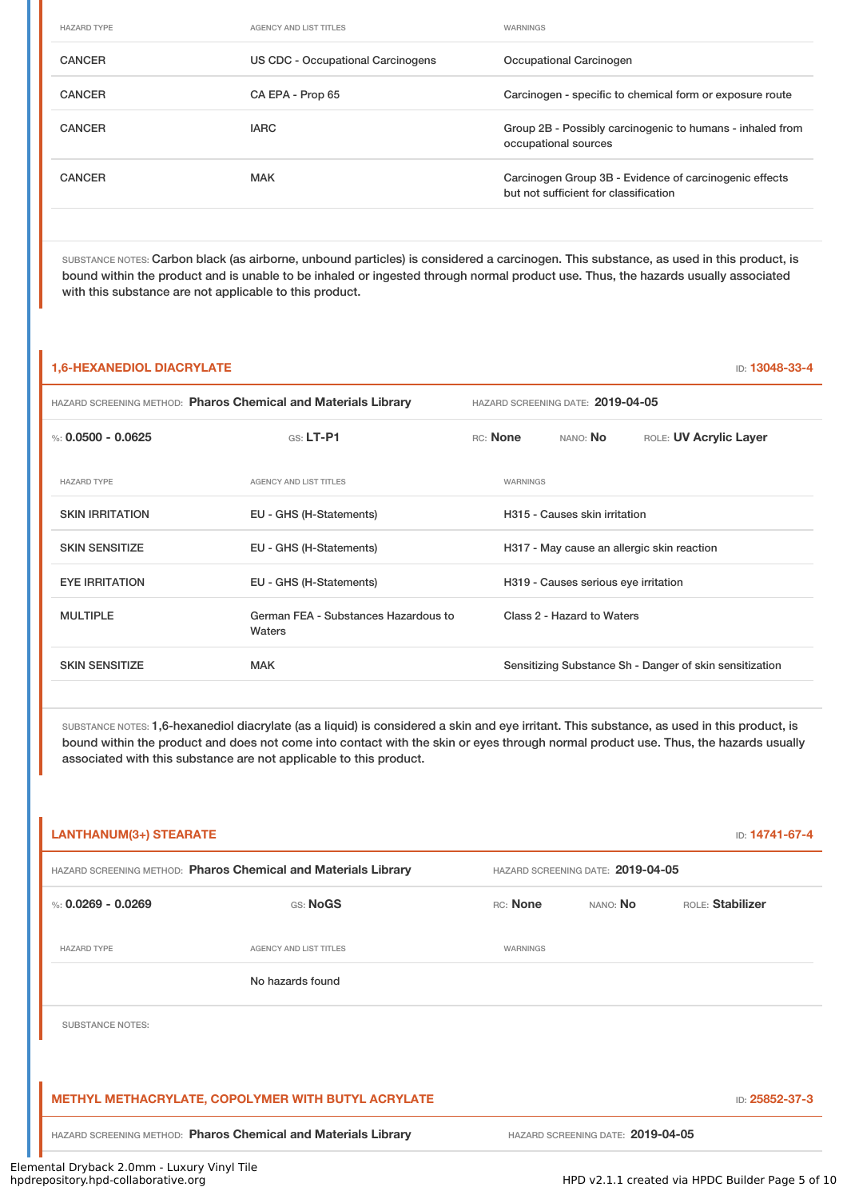| HAZARD TYPE | AGENCY AND LIST TITLES | WARNINGS |
|---|---|---|
| CANCER | US CDC - Occupational Carcinogens | Occupational Carcinogen |
| CANCER | CA EPA - Prop 65 | Carcinogen - specific to chemical form or exposure route |
| CANCER | IARC | Group 2B - Possibly carcinogenic to humans - inhaled from occupational sources |
| CANCER | MAK | Carcinogen Group 3B - Evidence of carcinogenic effects but not sufficient for classification |

SUBSTANCE NOTES: Carbon black (as airborne, unbound particles) is considered a carcinogen. This substance, as used in this product, is bound within the product and is unable to be inhaled or ingested through normal product use. Thus, the hazards usually associated with this substance are not applicable to this product.

## 1,6-HEXANEDIOL DIACRYLATE

ID: **13048-33-4**

HAZARD SCREENING METHOD: **Pharos Chemical and Materials Library** HAZARD SCREENING DATE: **2019-04-05**

%: **0.0500 - 0.0625** GS: **LT-P1** RC: **None** NANO: **No** ROLE: **UV Acrylic Layer**

| HAZARD TYPE | AGENCY AND LIST TITLES | WARNINGS |
|---|---|---|
| SKIN IRRITATION | EU - GHS (H-Statements) | H315 - Causes skin irritation |
| SKIN SENSITIZE | EU - GHS (H-Statements) | H317 - May cause an allergic skin reaction |
| EYE IRRITATION | EU - GHS (H-Statements) | H319 - Causes serious eye irritation |
| MULTIPLE | German FEA - Substances Hazardous to Waters | Class 2 - Hazard to Waters |
| SKIN SENSITIZE | MAK | Sensitizing Substance Sh - Danger of skin sensitization |

SUBSTANCE NOTES: 1,6-hexanediol diacrylate (as a liquid) is considered a skin and eye irritant. This substance, as used in this product, is bound within the product and does not come into contact with the skin or eyes through normal product use. Thus, the hazards usually associated with this substance are not applicable to this product.

## LANTHANUM(3+) STEARATE

ID: **14741-67-4**

HAZARD SCREENING METHOD: **Pharos Chemical and Materials Library** HAZARD SCREENING DATE: **2019-04-05**

%: **0.0269 - 0.0269** GS: **NoGS** RC: **None** NANO: **No** ROLE: **Stabilizer**

| HAZARD TYPE | AGENCY AND LIST TITLES | WARNINGS |
|---|---|---|
| | No hazards found | |

SUBSTANCE NOTES:

## METHYL METHACRYLATE, COPOLYMER WITH BUTYL ACRYLATE

ID: **25852-37-3**

HAZARD SCREENING METHOD: **Pharos Chemical and Materials Library** HAZARD SCREENING DATE: **2019-04-05**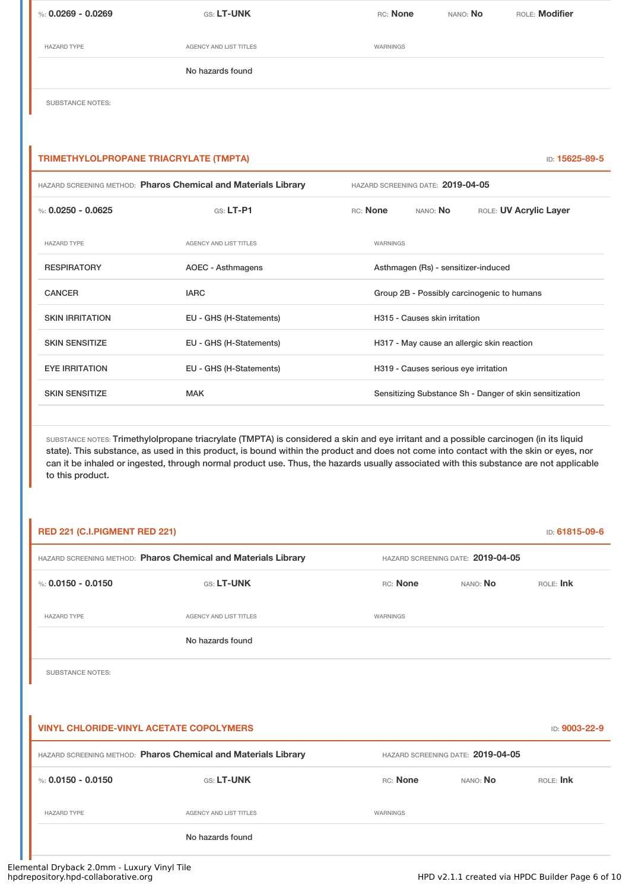%: **0.0269 - 0.0269** GS: **LT-UNK** RC: **None** NANO: **No** ROLE: **Modifier**

| HAZARD TYPE | AGENCY AND LIST TITLES | WARNINGS |
| --- | --- | --- |
| | No hazards found | |

SUBSTANCE NOTES:

## TRIMETHYLOLPROPANE TRIACRYLATE (TMPTA)

ID: **15625-89-5**

HAZARD SCREENING METHOD: **Pharos Chemical and Materials Library** HAZARD SCREENING DATE: **2019-04-05**

%: **0.0250 - 0.0625** GS: **LT-P1** RC: **None** NANO: **No** ROLE: **UV Acrylic Layer**

| HAZARD TYPE | AGENCY AND LIST TITLES | WARNINGS |
| --- | --- | --- |
| RESPIRATORY | AOEC - Asthmagens | Asthmagen (Rs) - sensitizer-induced |
| CANCER | IARC | Group 2B - Possibly carcinogenic to humans |
| SKIN IRRITATION | EU - GHS (H-Statements) | H315 - Causes skin irritation |
| SKIN SENSITIZE | EU - GHS (H-Statements) | H317 - May cause an allergic skin reaction |
| EYE IRRITATION | EU - GHS (H-Statements) | H319 - Causes serious eye irritation |
| SKIN SENSITIZE | MAK | Sensitizing Substance Sh - Danger of skin sensitization |

SUBSTANCE NOTES: Trimethylolpropane triacrylate (TMPTA) is considered a skin and eye irritant and a possible carcinogen (in its liquid state). This substance, as used in this product, is bound within the product and does not come into contact with the skin or eyes, nor can it be inhaled or ingested, through normal product use. Thus, the hazards usually associated with this substance are not applicable to this product.

## RED 221 (C.I.PIGMENT RED 221)

ID: **61815-09-6**

HAZARD SCREENING METHOD: **Pharos Chemical and Materials Library** HAZARD SCREENING DATE: **2019-04-05**

%: **0.0150 - 0.0150** GS: **LT-UNK** RC: **None** NANO: **No** ROLE: **Ink**

| HAZARD TYPE | AGENCY AND LIST TITLES | WARNINGS |
| --- | --- | --- |
| | No hazards found | |

SUBSTANCE NOTES:

## VINYL CHLORIDE-VINYL ACETATE COPOLYMERS

ID: **9003-22-9**

HAZARD SCREENING METHOD: **Pharos Chemical and Materials Library** HAZARD SCREENING DATE: **2019-04-05**

%: **0.0150 - 0.0150** GS: **LT-UNK** RC: **None** NANO: **No** ROLE: **Ink**

| HAZARD TYPE | AGENCY AND LIST TITLES | WARNINGS |
| --- | --- | --- |
| | No hazards found | |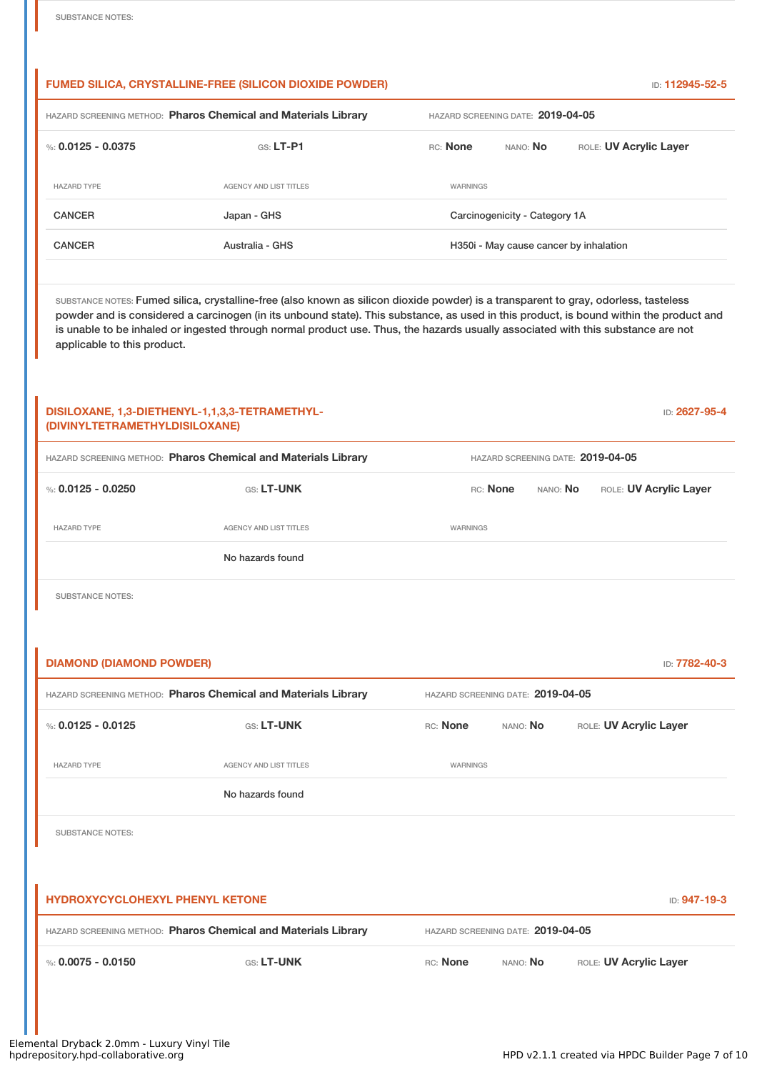SUBSTANCE NOTES:

### FUMED SILICA, CRYSTALLINE-FREE (SILICON DIOXIDE POWDER)

ID: **112945-52-5**

HAZARD SCREENING METHOD: **Pharos Chemical and Materials Library** HAZARD SCREENING DATE: **2019-04-05**

%: **0.0125 - 0.0375** GS: **LT-P1** RC: **None** NANO: **No** ROLE: **UV Acrylic Layer**

| HAZARD TYPE | AGENCY AND LIST TITLES | WARNINGS |
|---|---|---|
| CANCER | Japan - GHS | Carcinogenicity - Category 1A |
| CANCER | Australia - GHS | H350i - May cause cancer by inhalation |

SUBSTANCE NOTES: Fumed silica, crystalline-free (also known as silicon dioxide powder) is a transparent to gray, odorless, tasteless powder and is considered a carcinogen (in its unbound state). This substance, as used in this product, is bound within the product and is unable to be inhaled or ingested through normal product use. Thus, the hazards usually associated with this substance are not applicable to this product.

### DISILOXANE, 1,3-DIETHENYL-1,1,3,3-TETRAMETHYL- (DIVINYLTETRAMETHYLDISILOXANE)

ID: **2627-95-4**

HAZARD SCREENING METHOD: **Pharos Chemical and Materials Library** HAZARD SCREENING DATE: **2019-04-05**

%: **0.0125 - 0.0250** GS: **LT-UNK** RC: **None** NANO: **No** ROLE: **UV Acrylic Layer**

| HAZARD TYPE | AGENCY AND LIST TITLES | WARNINGS |
|---|---|---|
| | No hazards found | |

SUBSTANCE NOTES:

### DIAMOND (DIAMOND POWDER)

ID: **7782-40-3**

HAZARD SCREENING METHOD: **Pharos Chemical and Materials Library** HAZARD SCREENING DATE: **2019-04-05**

%: **0.0125 - 0.0125** GS: **LT-UNK** RC: **None** NANO: **No** ROLE: **UV Acrylic Layer**

| HAZARD TYPE | AGENCY AND LIST TITLES | WARNINGS |
|---|---|---|
| | No hazards found | |

SUBSTANCE NOTES:

### HYDROXYCYCLOHEXYL PHENYL KETONE

ID: **947-19-3**

HAZARD SCREENING METHOD: **Pharos Chemical and Materials Library** HAZARD SCREENING DATE: **2019-04-05**

%: **0.0075 - 0.0150** GS: **LT-UNK** RC: **None** NANO: **No** ROLE: **UV Acrylic Layer**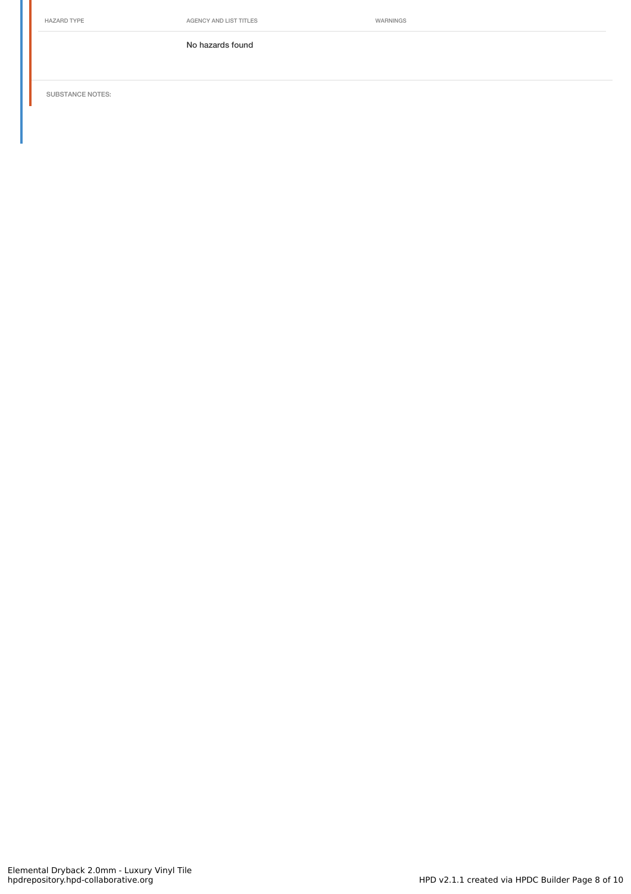| HAZARD TYPE | AGENCY AND LIST TITLES | WARNINGS |
| --- | --- | --- |
| | No hazards found | |

SUBSTANCE NOTES: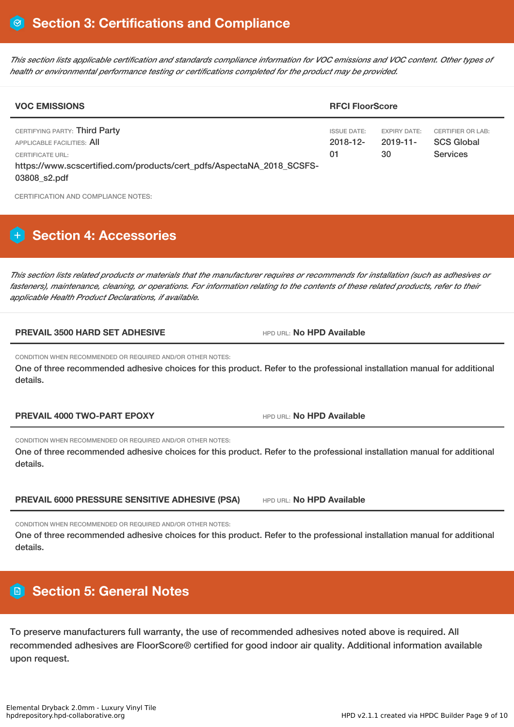## Section 3: Certifications and Compliance

*This section lists applicable certification and standards compliance information for VOC emissions and VOC content. Other types of health or environmental performance testing or certifications completed for the product may be provided.*

| VOC EMISSIONS | RFCI FloorScore | | |
|---|---|---|---|
| CERTIFYING PARTY: Third Party<br>APPLICABLE FACILITIES: All<br>CERTIFICATE URL:<br>https://www.scscertified.com/products/cert_pdfs/AspectaNA_2018_SCSFS-03808_s2.pdf | ISSUE DATE: 2018-12-01 | EXPIRY DATE: 2019-11-30 | CERTIFIER OR LAB: SCS Global Services |

CERTIFICATION AND COMPLIANCE NOTES:

## Section 4: Accessories

*This section lists related products or materials that the manufacturer requires or recommends for installation (such as adhesives or fasteners), maintenance, cleaning, or operations. For information relating to the contents of these related products, refer to their applicable Health Product Declarations, if available.*

**PREVAIL 3500 HARD SET ADHESIVE** — HPD URL: **No HPD Available**

CONDITION WHEN RECOMMENDED OR REQUIRED AND/OR OTHER NOTES:

One of three recommended adhesive choices for this product. Refer to the professional installation manual for additional details.

**PREVAIL 4000 TWO-PART EPOXY** — HPD URL: **No HPD Available**

CONDITION WHEN RECOMMENDED OR REQUIRED AND/OR OTHER NOTES:

One of three recommended adhesive choices for this product. Refer to the professional installation manual for additional details.

**PREVAIL 6000 PRESSURE SENSITIVE ADHESIVE (PSA)** — HPD URL: **No HPD Available**

CONDITION WHEN RECOMMENDED OR REQUIRED AND/OR OTHER NOTES:

One of three recommended adhesive choices for this product. Refer to the professional installation manual for additional details.

## Section 5: General Notes

To preserve manufacturers full warranty, the use of recommended adhesives noted above is required. All recommended adhesives are FloorScore® certified for good indoor air quality. Additional information available upon request.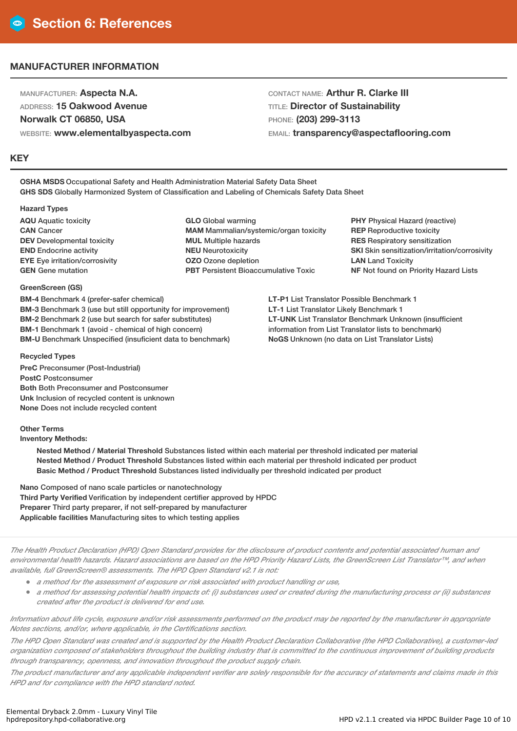# Section 6: References

## MANUFACTURER INFORMATION

MANUFACTURER: **Aspecta N.A.**
ADDRESS: **15 Oakwood Avenue**
**Norwalk CT 06850, USA**
WEBSITE: **www.elementalbyaspecta.com**

CONTACT NAME: **Arthur R. Clarke III**
TITLE: **Director of Sustainability**
PHONE: **(203) 299-3113**
EMAIL: **transparency@aspectaflooring.com**

## KEY

**OSHA MSDS** Occupational Safety and Health Administration Material Safety Data Sheet
**GHS SDS** Globally Harmonized System of Classification and Labeling of Chemicals Safety Data Sheet

### Hazard Types

**AQU** Aquatic toxicity
**CAN** Cancer
**DEV** Developmental toxicity
**END** Endocrine activity
**EYE** Eye irritation/corrosivity
**GEN** Gene mutation
**GLO** Global warming
**MAM** Mammalian/systemic/organ toxicity
**MUL** Multiple hazards
**NEU** Neurotoxicity
**OZO** Ozone depletion
**PBT** Persistent Bioaccumulative Toxic
**PHY** Physical Hazard (reactive)
**REP** Reproductive toxicity
**RES** Respiratory sensitization
**SKI** Skin sensitization/irritation/corrosivity
**LAN** Land Toxicity
**NF** Not found on Priority Hazard Lists

### GreenScreen (GS)

**BM-4** Benchmark 4 (prefer-safer chemical)
**BM-3** Benchmark 3 (use but still opportunity for improvement)
**BM-2** Benchmark 2 (use but search for safer substitutes)
**BM-1** Benchmark 1 (avoid - chemical of high concern)
**BM-U** Benchmark Unspecified (insuficient data to benchmark)
**LT-P1** List Translator Possible Benchmark 1
**LT-1** List Translator Likely Benchmark 1
**LT-UNK** List Translator Benchmark Unknown (insufficient information from List Translator lists to benchmark)
**NoGS** Unknown (no data on List Translator Lists)

### Recycled Types

**PreC** Preconsumer (Post-Industrial)
**PostC** Postconsumer
**Both** Both Preconsumer and Postconsumer
**Unk** Inclusion of recycled content is unknown
**None** Does not include recycled content

### Other Terms

**Inventory Methods:**

- **Nested Method / Material Threshold** Substances listed within each material per threshold indicated per material
- **Nested Method / Product Threshold** Substances listed within each material per threshold indicated per product
- **Basic Method / Product Threshold** Substances listed individually per threshold indicated per product

**Nano** Composed of nano scale particles or nanotechnology
**Third Party Verified** Verification by independent certifier approved by HPDC
**Preparer** Third party preparer, if not self-prepared by manufacturer
**Applicable facilities** Manufacturing sites to which testing applies

*The Health Product Declaration (HPD) Open Standard provides for the disclosure of product contents and potential associated human and environmental health hazards. Hazard associations are based on the HPD Priority Hazard Lists, the GreenScreen List Translator™, and when available, full GreenScreen® assessments. The HPD Open Standard v2.1 is not:*

- *a method for the assessment of exposure or risk associated with product handling or use,*
- *a method for assessing potential health impacts of: (i) substances used or created during the manufacturing process or (ii) substances created after the product is delivered for end use.*

*Information about life cycle, exposure and/or risk assessments performed on the product may be reported by the manufacturer in appropriate Notes sections, and/or, where applicable, in the Certifications section.*

*The HPD Open Standard was created and is supported by the Health Product Declaration Collaborative (the HPD Collaborative), a customer-led organization composed of stakeholders throughout the building industry that is committed to the continuous improvement of building products through transparency, openness, and innovation throughout the product supply chain.*

*The product manufacturer and any applicable independent verifier are solely responsible for the accuracy of statements and claims made in this HPD and for compliance with the HPD standard noted.*